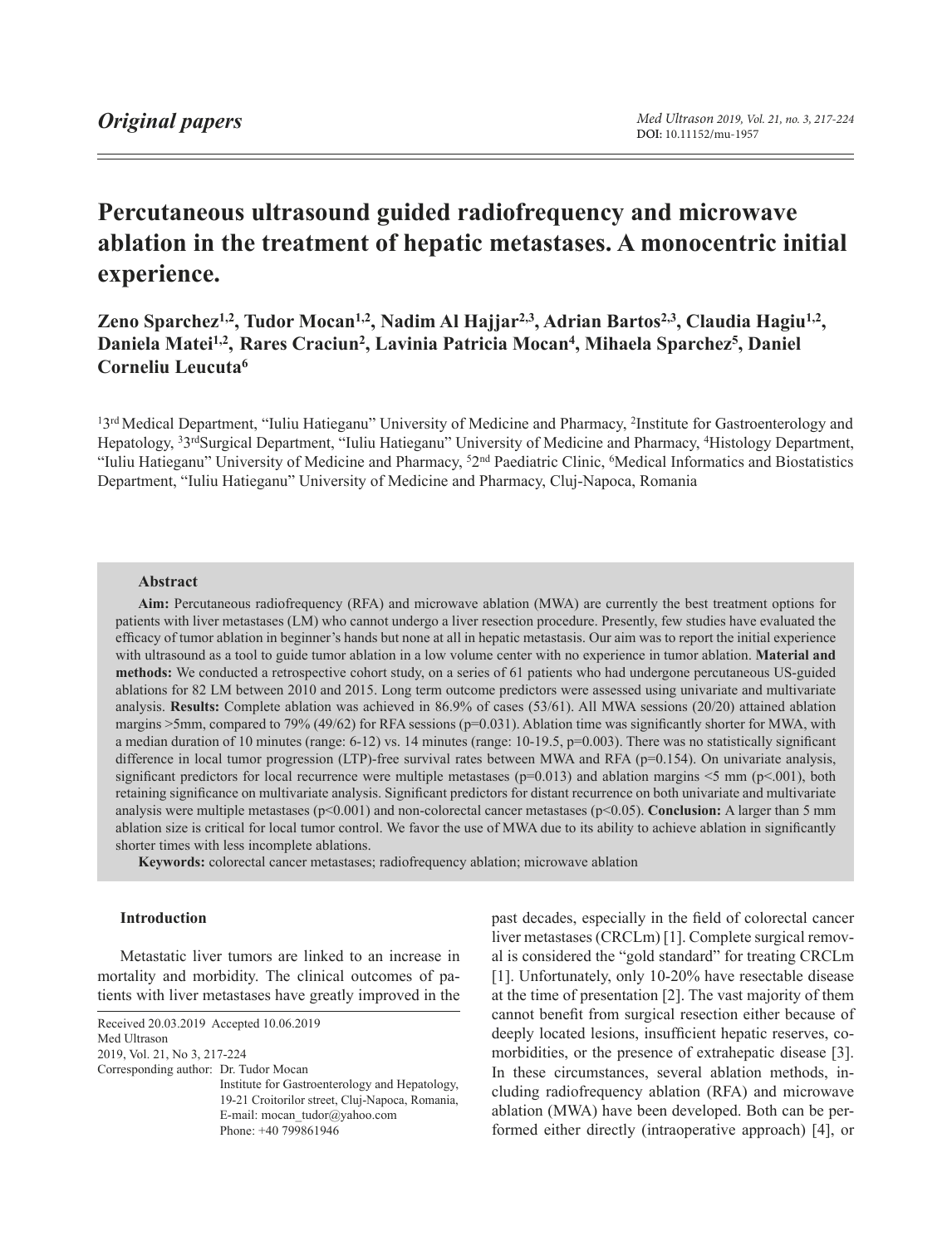*Original papers*

# Percutaneous ultrasound guided radiofrequency and microwave ablation in the treatment of hepatic metastases. A monocentric initial experience.

**Zeno Sparchez[1,2], Tudor Mocan[1,2], Nadim Al Hajjar[2,3], Adrian Bartos[2,3], Claudia Hagiu[1,2], Daniela Matei[1,2], Rares Craciun[2], Lavinia Patricia Mocan[4], Mihaela Sparchez[5], Daniel Corneliu Leucuta[6]**

[1]3rd Medical Department, "Iuliu Hatieganu" University of Medicine and Pharmacy, [2]Institute for Gastroenterology and Hepatology, [3]3rd Surgical Department, "Iuliu Hatieganu" University of Medicine and Pharmacy, [4]Histology Department, "Iuliu Hatieganu" University of Medicine and Pharmacy, [5]2nd Paediatric Clinic, [6]Medical Informatics and Biostatistics Department, "Iuliu Hatieganu" University of Medicine and Pharmacy, Cluj-Napoca, Romania

### Abstract

**Aim:** Percutaneous radiofrequency (RFA) and microwave ablation (MWA) are currently the best treatment options for patients with liver metastases (LM) who cannot undergo a liver resection procedure. Presently, few studies have evaluated the efficacy of tumor ablation in beginner's hands but none at all in hepatic metastasis. Our aim was to report the initial experience with ultrasound as a tool to guide tumor ablation in a low volume center with no experience in tumor ablation. **Material and methods:** We conducted a retrospective cohort study, on a series of 61 patients who had undergone percutaneous US-guided ablations for 82 LM between 2010 and 2015. Long term outcome predictors were assessed using univariate and multivariate analysis. **Results:** Complete ablation was achieved in 86.9% of cases (53/61). All MWA sessions (20/20) attained ablation margins >5mm, compared to 79% (49/62) for RFA sessions (p=0.031). Ablation time was significantly shorter for MWA, with a median duration of 10 minutes (range: 6-12) vs. 14 minutes (range: 10-19.5, p=0.003). There was no statistically significant difference in local tumor progression (LTP)-free survival rates between MWA and RFA (p=0.154). On univariate analysis, significant predictors for local recurrence were multiple metastases (p=0.013) and ablation margins <5 mm (p<.001), both retaining significance on multivariate analysis. Significant predictors for distant recurrence on both univariate and multivariate analysis were multiple metastases (p<0.001) and non-colorectal cancer metastases (p<0.05). **Conclusion:** A larger than 5 mm ablation size is critical for local tumor control. We favor the use of MWA due to its ability to achieve ablation in significantly shorter times with less incomplete ablations.

**Keywords:** colorectal cancer metastases; radiofrequency ablation; microwave ablation

### Introduction

Metastatic liver tumors are linked to an increase in mortality and morbidity. The clinical outcomes of patients with liver metastases have greatly improved in the past decades, especially in the field of colorectal cancer liver metastases (CRCLm) [1]. Complete surgical removal is considered the "gold standard" for treating CRCLm [1]. Unfortunately, only 10-20% have resectable disease at the time of presentation [2]. The vast majority of them cannot benefit from surgical resection either because of deeply located lesions, insufficient hepatic reserves, comorbidities, or the presence of extrahepatic disease [3]. In these circumstances, several ablation methods, including radiofrequency ablation (RFA) and microwave ablation (MWA) have been developed. Both can be performed either directly (intraoperative approach) [4], or

Received 20.03.2019 Accepted 10.06.2019
Med Ultrason
2019, Vol. 21, No 3, 217-224
Corresponding author: Dr. Tudor Mocan
Institute for Gastroenterology and Hepatology,
19-21 Croitorilor street, Cluj-Napoca, Romania,
E-mail: mocan_tudor@yahoo.com
Phone: +40 799861946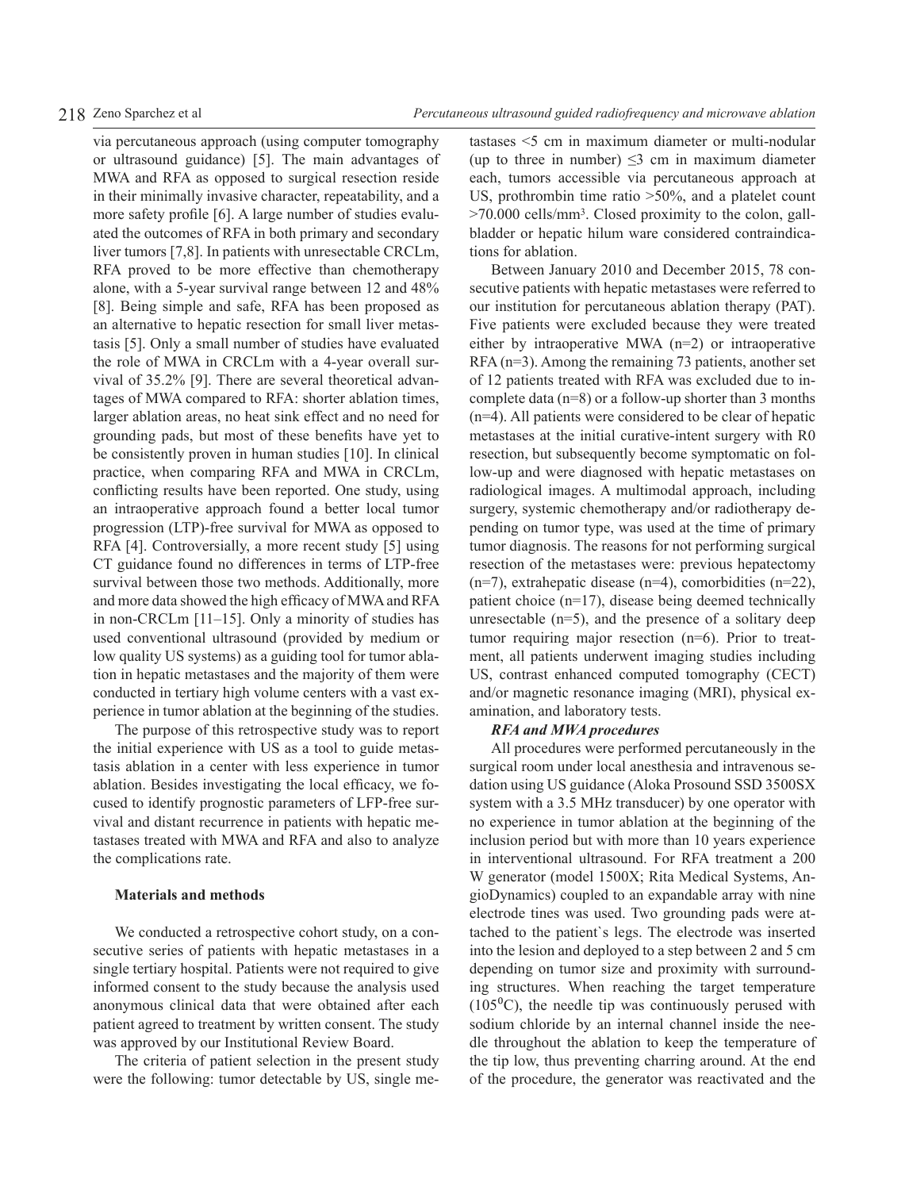via percutaneous approach (using computer tomography or ultrasound guidance) [5]. The main advantages of MWA and RFA as opposed to surgical resection reside in their minimally invasive character, repeatability, and a more safety profile [6]. A large number of studies evaluated the outcomes of RFA in both primary and secondary liver tumors [7,8]. In patients with unresectable CRCLm, RFA proved to be more effective than chemotherapy alone, with a 5-year survival range between 12 and 48% [8]. Being simple and safe, RFA has been proposed as an alternative to hepatic resection for small liver metastasis [5]. Only a small number of studies have evaluated the role of MWA in CRCLm with a 4-year overall survival of 35.2% [9]. There are several theoretical advantages of MWA compared to RFA: shorter ablation times, larger ablation areas, no heat sink effect and no need for grounding pads, but most of these benefits have yet to be consistently proven in human studies [10]. In clinical practice, when comparing RFA and MWA in CRCLm, conflicting results have been reported. One study, using an intraoperative approach found a better local tumor progression (LTP)-free survival for MWA as opposed to RFA [4]. Controversially, a more recent study [5] using CT guidance found no differences in terms of LTP-free survival between those two methods. Additionally, more and more data showed the high efficacy of MWA and RFA in non-CRCLm [11–15]. Only a minority of studies has used conventional ultrasound (provided by medium or low quality US systems) as a guiding tool for tumor ablation in hepatic metastases and the majority of them were conducted in tertiary high volume centers with a vast experience in tumor ablation at the beginning of the studies.

The purpose of this retrospective study was to report the initial experience with US as a tool to guide metastasis ablation in a center with less experience in tumor ablation. Besides investigating the local efficacy, we focused to identify prognostic parameters of LFP-free survival and distant recurrence in patients with hepatic metastases treated with MWA and RFA and also to analyze the complications rate.

## Materials and methods

We conducted a retrospective cohort study, on a consecutive series of patients with hepatic metastases in a single tertiary hospital. Patients were not required to give informed consent to the study because the analysis used anonymous clinical data that were obtained after each patient agreed to treatment by written consent. The study was approved by our Institutional Review Board.

The criteria of patient selection in the present study were the following: tumor detectable by US, single metastases <5 cm in maximum diameter or multi-nodular (up to three in number) ≤3 cm in maximum diameter each, tumors accessible via percutaneous approach at US, prothrombin time ratio >50%, and a platelet count >70.000 cells/mm³. Closed proximity to the colon, gallbladder or hepatic hilum ware considered contraindications for ablation.

Between January 2010 and December 2015, 78 consecutive patients with hepatic metastases were referred to our institution for percutaneous ablation therapy (PAT). Five patients were excluded because they were treated either by intraoperative MWA (n=2) or intraoperative RFA (n=3). Among the remaining 73 patients, another set of 12 patients treated with RFA was excluded due to incomplete data (n=8) or a follow-up shorter than 3 months (n=4). All patients were considered to be clear of hepatic metastases at the initial curative-intent surgery with R0 resection, but subsequently become symptomatic on follow-up and were diagnosed with hepatic metastases on radiological images. A multimodal approach, including surgery, systemic chemotherapy and/or radiotherapy depending on tumor type, was used at the time of primary tumor diagnosis. The reasons for not performing surgical resection of the metastases were: previous hepatectomy (n=7), extrahepatic disease (n=4), comorbidities (n=22), patient choice (n=17), disease being deemed technically unresectable (n=5), and the presence of a solitary deep tumor requiring major resection (n=6). Prior to treatment, all patients underwent imaging studies including US, contrast enhanced computed tomography (CECT) and/or magnetic resonance imaging (MRI), physical examination, and laboratory tests.

### *RFA and MWA procedures*

All procedures were performed percutaneously in the surgical room under local anesthesia and intravenous sedation using US guidance (Aloka Prosound SSD 3500SX system with a 3.5 MHz transducer) by one operator with no experience in tumor ablation at the beginning of the inclusion period but with more than 10 years experience in interventional ultrasound. For RFA treatment a 200 W generator (model 1500X; Rita Medical Systems, AngioDynamics) coupled to an expandable array with nine electrode tines was used. Two grounding pads were attached to the patient`s legs. The electrode was inserted into the lesion and deployed to a step between 2 and 5 cm depending on tumor size and proximity with surrounding structures. When reaching the target temperature ($105^0$C), the needle tip was continuously perused with sodium chloride by an internal channel inside the needle throughout the ablation to keep the temperature of the tip low, thus preventing charring around. At the end of the procedure, the generator was reactivated and the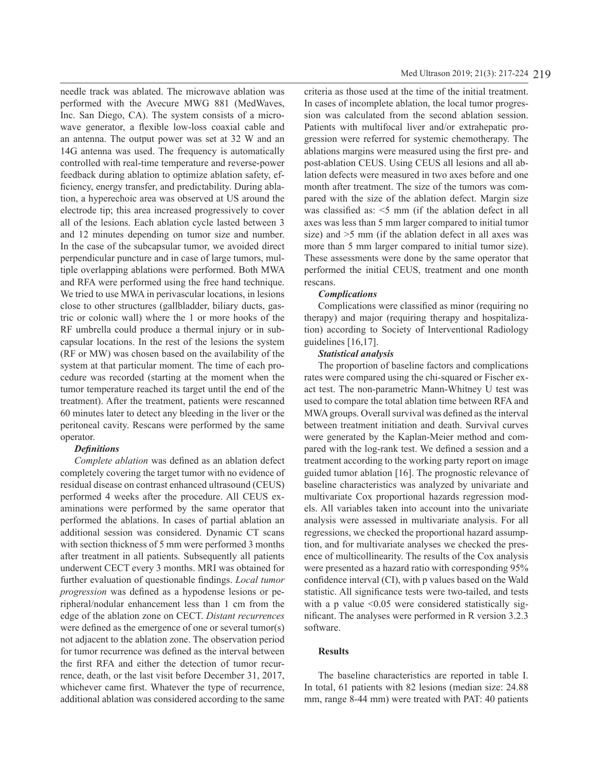needle track was ablated. The microwave ablation was performed with the Avecure MWG 881 (MedWaves, Inc. San Diego, CA). The system consists of a microwave generator, a flexible low-loss coaxial cable and an antenna. The output power was set at 32 W and an 14G antenna was used. The frequency is automatically controlled with real-time temperature and reverse-power feedback during ablation to optimize ablation safety, efficiency, energy transfer, and predictability. During ablation, a hyperechoic area was observed at US around the electrode tip; this area increased progressively to cover all of the lesions. Each ablation cycle lasted between 3 and 12 minutes depending on tumor size and number. In the case of the subcapsular tumor, we avoided direct perpendicular puncture and in case of large tumors, multiple overlapping ablations were performed. Both MWA and RFA were performed using the free hand technique. We tried to use MWA in perivascular locations, in lesions close to other structures (gallbladder, biliary ducts, gastric or colonic wall) where the 1 or more hooks of the RF umbrella could produce a thermal injury or in subcapsular locations. In the rest of the lesions the system (RF or MW) was chosen based on the availability of the system at that particular moment. The time of each procedure was recorded (starting at the moment when the tumor temperature reached its target until the end of the treatment). After the treatment, patients were rescanned 60 minutes later to detect any bleeding in the liver or the peritoneal cavity. Rescans were performed by the same operator.

***Definitions***

*Complete ablation* was defined as an ablation defect completely covering the target tumor with no evidence of residual disease on contrast enhanced ultrasound (CEUS) performed 4 weeks after the procedure. All CEUS examinations were performed by the same operator that performed the ablations. In cases of partial ablation an additional session was considered. Dynamic CT scans with section thickness of 5 mm were performed 3 months after treatment in all patients. Subsequently all patients underwent CECT every 3 months. MRI was obtained for further evaluation of questionable findings. *Local tumor progression* was defined as a hypodense lesions or peripheral/nodular enhancement less than 1 cm from the edge of the ablation zone on CECT. *Distant recurrences* were defined as the emergence of one or several tumor(s) not adjacent to the ablation zone. The observation period for tumor recurrence was defined as the interval between the first RFA and either the detection of tumor recurrence, death, or the last visit before December 31, 2017, whichever came first. Whatever the type of recurrence, additional ablation was considered according to the same criteria as those used at the time of the initial treatment. In cases of incomplete ablation, the local tumor progression was calculated from the second ablation session. Patients with multifocal liver and/or extrahepatic progression were referred for systemic chemotherapy. The ablations margins were measured using the first pre- and post-ablation CEUS. Using CEUS all lesions and all ablation defects were measured in two axes before and one month after treatment. The size of the tumors was compared with the size of the ablation defect. Margin size was classified as: <5 mm (if the ablation defect in all axes was less than 5 mm larger compared to initial tumor size) and >5 mm (if the ablation defect in all axes was more than 5 mm larger compared to initial tumor size). These assessments were done by the same operator that performed the initial CEUS, treatment and one month rescans.

***Complications***

Complications were classified as minor (requiring no therapy) and major (requiring therapy and hospitalization) according to Society of Interventional Radiology guidelines [16,17].

***Statistical analysis***

The proportion of baseline factors and complications rates were compared using the chi-squared or Fischer exact test. The non-parametric Mann-Whitney U test was used to compare the total ablation time between RFA and MWA groups. Overall survival was defined as the interval between treatment initiation and death. Survival curves were generated by the Kaplan-Meier method and compared with the log-rank test. We defined a session and a treatment according to the working party report on image guided tumor ablation [16]. The prognostic relevance of baseline characteristics was analyzed by univariate and multivariate Cox proportional hazards regression models. All variables taken into account into the univariate analysis were assessed in multivariate analysis. For all regressions, we checked the proportional hazard assumption, and for multivariate analyses we checked the presence of multicollinearity. The results of the Cox analysis were presented as a hazard ratio with corresponding 95% confidence interval (CI), with p values based on the Wald statistic. All significance tests were two-tailed, and tests with a p value $<0.05$ were considered statistically significant. The analyses were performed in R version 3.2.3 software.

## Results

The baseline characteristics are reported in table I. In total, 61 patients with 82 lesions (median size: 24.88 mm, range 8-44 mm) were treated with PAT: 40 patients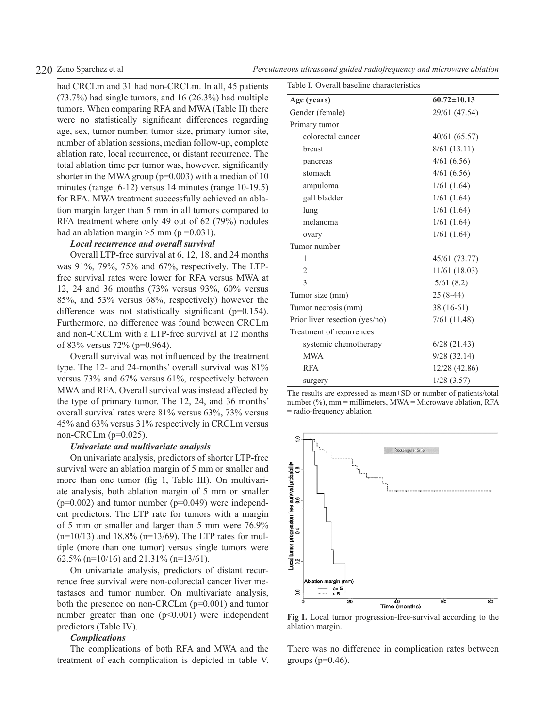had CRCLm and 31 had non-CRCLm. In all, 45 patients (73.7%) had single tumors, and 16 (26.3%) had multiple tumors. When comparing RFA and MWA (Table II) there were no statistically significant differences regarding age, sex, tumor number, tumor size, primary tumor site, number of ablation sessions, median follow-up, complete ablation rate, local recurrence, or distant recurrence. The total ablation time per tumor was, however, significantly shorter in the MWA group (p=0.003) with a median of 10 minutes (range: 6-12) versus 14 minutes (range 10-19.5) for RFA. MWA treatment successfully achieved an ablation margin larger than 5 mm in all tumors compared to RFA treatment where only 49 out of 62 (79%) nodules had an ablation margin >5 mm (p =0.031).

***Local recurrence and overall survival***

Overall LTP-free survival at 6, 12, 18, and 24 months was 91%, 79%, 75% and 67%, respectively. The LTP-free survival rates were lower for RFA versus MWA at 12, 24 and 36 months (73% versus 93%, 60% versus 85%, and 53% versus 68%, respectively) however the difference was not statistically significant (p=0.154). Furthermore, no difference was found between CRCLm and non-CRCLm with a LTP-free survival at 12 months of 83% versus 72% (p=0.964).

Overall survival was not influenced by the treatment type. The 12- and 24-months' overall survival was 81% versus 73% and 67% versus 61%, respectively between MWA and RFA. Overall survival was instead affected by the type of primary tumor. The 12, 24, and 36 months' overall survival rates were 81% versus 63%, 73% versus 45% and 63% versus 31% respectively in CRCLm versus non-CRCLm (p=0.025).

***Univariate and multivariate analysis***

On univariate analysis, predictors of shorter LTP-free survival were an ablation margin of 5 mm or smaller and more than one tumor (fig 1, Table III). On multivariate analysis, both ablation margin of 5 mm or smaller (p=0.002) and tumor number (p=0.049) were independent predictors. The LTP rate for tumors with a margin of 5 mm or smaller and larger than 5 mm were 76.9% (n=10/13) and 18.8% (n=13/69). The LTP rates for multiple (more than one tumor) versus single tumors were 62.5% (n=10/16) and 21.31% (n=13/61).

On univariate analysis, predictors of distant recurrence free survival were non-colorectal cancer liver metastases and tumor number. On multivariate analysis, both the presence on non-CRCLm (p=0.001) and tumor number greater than one (p<0.001) were independent predictors (Table IV).

***Complications***

The complications of both RFA and MWA and the treatment of each complication is depicted in table V. There was no difference in complication rates between groups (p=0.46).

Table I. Overall baseline characteristics

| Age (years) | 60.72±10.13 |
|---|---|
| Gender (female) | 29/61 (47.54) |
| Primary tumor | |
| colorectal cancer | 40/61 (65.57) |
| breast | 8/61 (13.11) |
| pancreas | 4/61 (6.56) |
| stomach | 4/61 (6.56) |
| ampuloma | 1/61 (1.64) |
| gall bladder | 1/61 (1.64) |
| lung | 1/61 (1.64) |
| melanoma | 1/61 (1.64) |
| ovary | 1/61 (1.64) |
| Tumor number | |
| 1 | 45/61 (73.77) |
| 2 | 11/61 (18.03) |
| 3 | 5/61 (8.2) |
| Tumor size (mm) | 25 (8-44) |
| Tumor necrosis (mm) | 38 (16-61) |
| Prior liver resection (yes/no) | 7/61 (11.48) |
| Treatment of recurrences | |
| systemic chemotherapy | 6/28 (21.43) |
| MWA | 9/28 (32.14) |
| RFA | 12/28 (42.86) |
| surgery | 1/28 (3.57) |

The results are expressed as mean±SD or number of patients/total number (%), mm = millimeters, MWA = Microwave ablation, RFA = radio-frequency ablation

**Fig 1.** Local tumor progression-free-survival according to the ablation margin.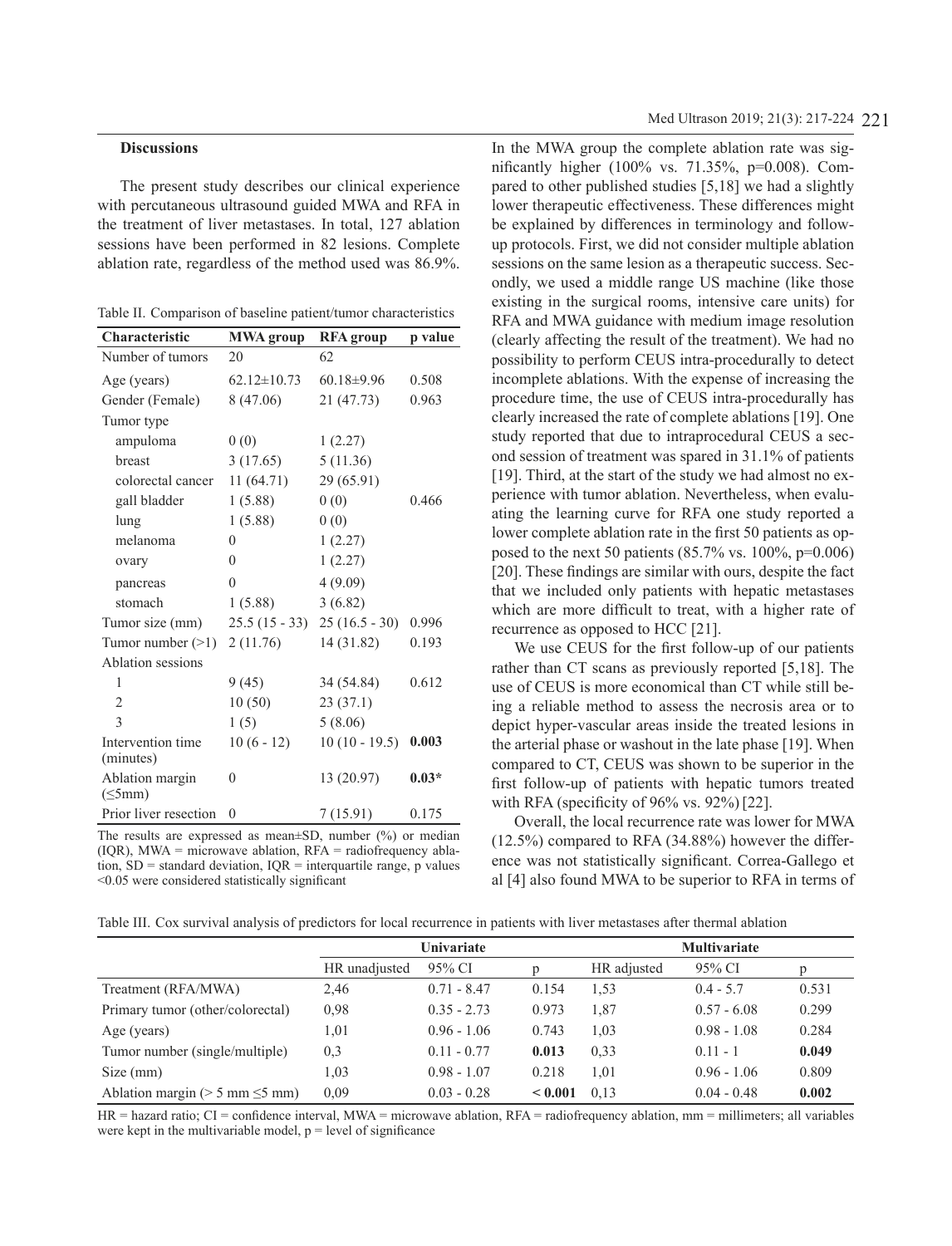## Discussions

The present study describes our clinical experience with percutaneous ultrasound guided MWA and RFA in the treatment of liver metastases. In total, 127 ablation sessions have been performed in 82 lesions. Complete ablation rate, regardless of the method used was 86.9%.

Table II. Comparison of baseline patient/tumor characteristics

| Characteristic | MWA group | RFA group | p value |
|---|---|---|---|
| Number of tumors | 20 | 62 | |
| Age (years) | 62.12±10.73 | 60.18±9.96 | 0.508 |
| Gender (Female) | 8 (47.06) | 21 (47.73) | 0.963 |
| Tumor type | | | |
| ampuloma | 0 (0) | 1 (2.27) | |
| breast | 3 (17.65) | 5 (11.36) | |
| colorectal cancer | 11 (64.71) | 29 (65.91) | |
| gall bladder | 1 (5.88) | 0 (0) | 0.466 |
| lung | 1 (5.88) | 0 (0) | |
| melanoma | 0 | 1 (2.27) | |
| ovary | 0 | 1 (2.27) | |
| pancreas | 0 | 4 (9.09) | |
| stomach | 1 (5.88) | 3 (6.82) | |
| Tumor size (mm) | 25.5 (15 - 33) | 25 (16.5 - 30) | 0.996 |
| Tumor number (>1) | 2 (11.76) | 14 (31.82) | 0.193 |
| Ablation sessions | | | |
| 1 | 9 (45) | 34 (54.84) | 0.612 |
| 2 | 10 (50) | 23 (37.1) | |
| 3 | 1 (5) | 5 (8.06) | |
| Intervention time (minutes) | 10 (6 - 12) | 10 (10 - 19.5) | **0.003** |
| Ablation margin (≤5mm) | 0 | 13 (20.97) | **0.03*** |
| Prior liver resection | 0 | 7 (15.91) | 0.175 |

The results are expressed as mean±SD, number (%) or median (IQR), MWA = microwave ablation, RFA = radiofrequency ablation, SD = standard deviation, IQR = interquartile range, p values <0.05 were considered statistically significant

In the MWA group the complete ablation rate was significantly higher (100% vs. 71.35%, p=0.008). Compared to other published studies [5,18] we had a slightly lower therapeutic effectiveness. These differences might be explained by differences in terminology and follow-up protocols. First, we did not consider multiple ablation sessions on the same lesion as a therapeutic success. Secondly, we used a middle range US machine (like those existing in the surgical rooms, intensive care units) for RFA and MWA guidance with medium image resolution (clearly affecting the result of the treatment). We had no possibility to perform CEUS intra-procedurally to detect incomplete ablations. With the expense of increasing the procedure time, the use of CEUS intra-procedurally has clearly increased the rate of complete ablations [19]. One study reported that due to intraprocedural CEUS a second session of treatment was spared in 31.1% of patients [19]. Third, at the start of the study we had almost no experience with tumor ablation. Nevertheless, when evaluating the learning curve for RFA one study reported a lower complete ablation rate in the first 50 patients as opposed to the next 50 patients (85.7% vs. 100%, p=0.006) [20]. These findings are similar with ours, despite the fact that we included only patients with hepatic metastases which are more difficult to treat, with a higher rate of recurrence as opposed to HCC [21].

We use CEUS for the first follow-up of our patients rather than CT scans as previously reported [5,18]. The use of CEUS is more economical than CT while still being a reliable method to assess the necrosis area or to depict hyper-vascular areas inside the treated lesions in the arterial phase or washout in the late phase [19]. When compared to CT, CEUS was shown to be superior in the first follow-up of patients with hepatic tumors treated with RFA (specificity of 96% vs. 92%) [22].

Overall, the local recurrence rate was lower for MWA (12.5%) compared to RFA (34.88%) however the difference was not statistically significant. Correa-Gallego et al [4] also found MWA to be superior to RFA in terms of

Table III. Cox survival analysis of predictors for local recurrence in patients with liver metastases after thermal ablation

| | Univariate | | | Multivariate | | |
|---|---|---|---|---|---|---|
| | HR unadjusted | 95% CI | p | HR adjusted | 95% CI | p |
| Treatment (RFA/MWA) | 2,46 | 0.71 - 8.47 | 0.154 | 1,53 | 0.4 - 5.7 | 0.531 |
| Primary tumor (other/colorectal) | 0,98 | 0.35 - 2.73 | 0.973 | 1,87 | 0.57 - 6.08 | 0.299 |
| Age (years) | 1,01 | 0.96 - 1.06 | 0.743 | 1,03 | 0.98 - 1.08 | 0.284 |
| Tumor number (single/multiple) | 0,3 | 0.11 - 0.77 | **0.013** | 0,33 | 0.11 - 1 | **0.049** |
| Size (mm) | 1,03 | 0.98 - 1.07 | 0.218 | 1,01 | 0.96 - 1.06 | 0.809 |
| Ablation margin (> 5 mm ≤5 mm) | 0,09 | 0.03 - 0.28 | **< 0.001** | 0,13 | 0.04 - 0.48 | **0.002** |

HR = hazard ratio; CI = confidence interval, MWA = microwave ablation, RFA = radiofrequency ablation, mm = millimeters; all variables were kept in the multivariable model, p = level of significance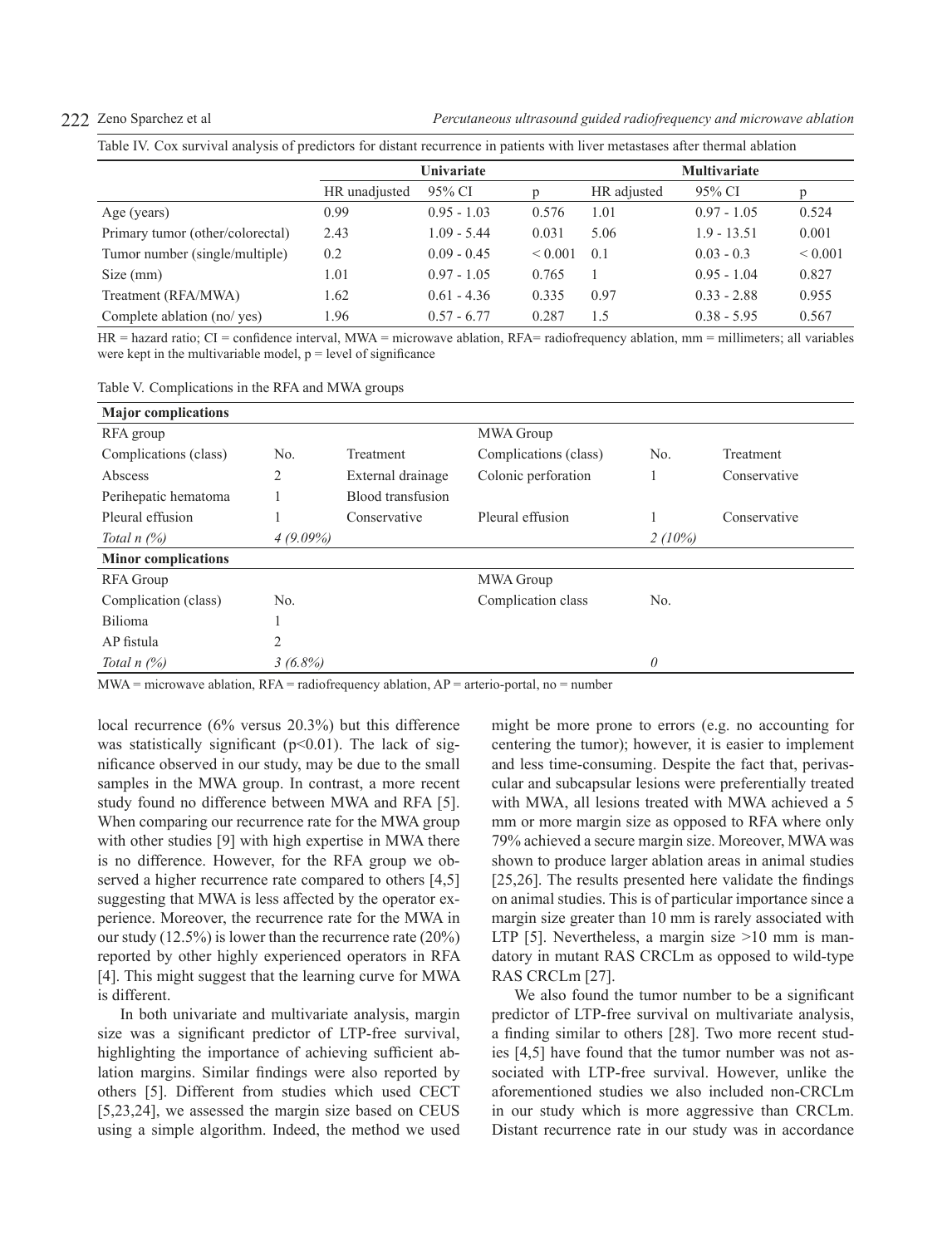Table IV. Cox survival analysis of predictors for distant recurrence in patients with liver metastases after thermal ablation

| | Univariate | | | Multivariate | | |
|---|---|---|---|---|---|---|
| | HR unadjusted | 95% CI | p | HR adjusted | 95% CI | p |
| Age (years) | 0.99 | 0.95 - 1.03 | 0.576 | 1.01 | 0.97 - 1.05 | 0.524 |
| Primary tumor (other/colorectal) | 2.43 | 1.09 - 5.44 | 0.031 | 5.06 | 1.9 - 13.51 | 0.001 |
| Tumor number (single/multiple) | 0.2 | 0.09 - 0.45 | < 0.001 | 0.1 | 0.03 - 0.3 | < 0.001 |
| Size (mm) | 1.01 | 0.97 - 1.05 | 0.765 | 1 | 0.95 - 1.04 | 0.827 |
| Treatment (RFA/MWA) | 1.62 | 0.61 - 4.36 | 0.335 | 0.97 | 0.33 - 2.88 | 0.955 |
| Complete ablation (no/ yes) | 1.96 | 0.57 - 6.77 | 0.287 | 1.5 | 0.38 - 5.95 | 0.567 |

HR = hazard ratio; CI = confidence interval, MWA = microwave ablation, RFA= radiofrequency ablation, mm = millimeters; all variables were kept in the multivariable model, p = level of significance

Table V. Complications in the RFA and MWA groups

| **Major complications** | | | | | |
|---|---|---|---|---|---|
| RFA group | | | MWA Group | | |
| Complications (class) | No. | Treatment | Complications (class) | No. | Treatment |
| Abscess | 2 | External drainage | Colonic perforation | 1 | Conservative |
| Perihepatic hematoma | 1 | Blood transfusion | | | |
| Pleural effusion | 1 | Conservative | Pleural effusion | 1 | Conservative |
| *Total n (%)* | *4 (9.09%)* | | | *2 (10%)* | |
| **Minor complications** | | | | | |
| RFA Group | | | MWA Group | | |
| Complication (class) | No. | | Complication class | No. | |
| Bilioma | 1 | | | | |
| AP fistula | 2 | | | | |
| *Total n (%)* | *3 (6.8%)* | | | *0* | |

MWA = microwave ablation, RFA = radiofrequency ablation, AP = arterio-portal, no = number

local recurrence (6% versus 20.3%) but this difference was statistically significant (p<0.01). The lack of significance observed in our study, may be due to the small samples in the MWA group. In contrast, a more recent study found no difference between MWA and RFA [5]. When comparing our recurrence rate for the MWA group with other studies [9] with high expertise in MWA there is no difference. However, for the RFA group we observed a higher recurrence rate compared to others [4,5] suggesting that MWA is less affected by the operator experience. Moreover, the recurrence rate for the MWA in our study (12.5%) is lower than the recurrence rate (20%) reported by other highly experienced operators in RFA [4]. This might suggest that the learning curve for MWA is different.

In both univariate and multivariate analysis, margin size was a significant predictor of LTP-free survival, highlighting the importance of achieving sufficient ablation margins. Similar findings were also reported by others [5]. Different from studies which used CECT [5,23,24], we assessed the margin size based on CEUS using a simple algorithm. Indeed, the method we used might be more prone to errors (e.g. no accounting for centering the tumor); however, it is easier to implement and less time-consuming. Despite the fact that, perivascular and subcapsular lesions were preferentially treated with MWA, all lesions treated with MWA achieved a 5 mm or more margin size as opposed to RFA where only 79% achieved a secure margin size. Moreover, MWA was shown to produce larger ablation areas in animal studies [25,26]. The results presented here validate the findings on animal studies. This is of particular importance since a margin size greater than 10 mm is rarely associated with LTP [5]. Nevertheless, a margin size >10 mm is mandatory in mutant RAS CRCLm as opposed to wild-type RAS CRCLm [27].

We also found the tumor number to be a significant predictor of LTP-free survival on multivariate analysis, a finding similar to others [28]. Two more recent studies [4,5] have found that the tumor number was not associated with LTP-free survival. However, unlike the aforementioned studies we also included non-CRCLm in our study which is more aggressive than CRCLm. Distant recurrence rate in our study was in accordance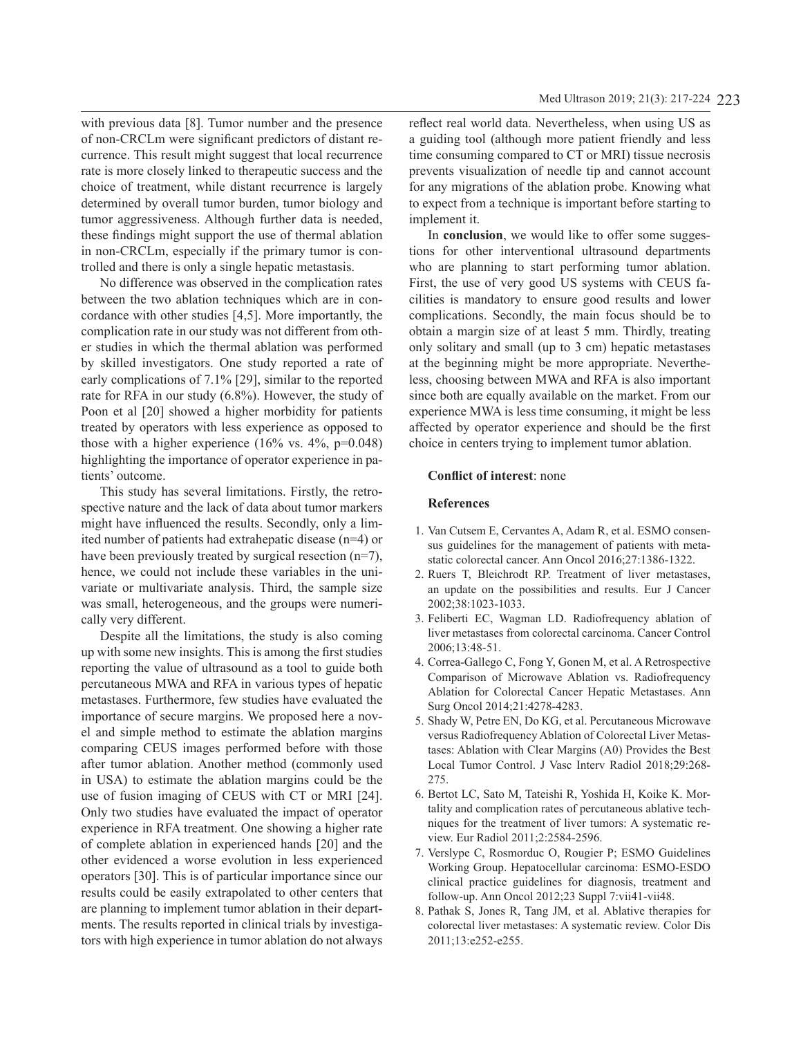with previous data [8]. Tumor number and the presence of non-CRCLm were significant predictors of distant recurrence. This result might suggest that local recurrence rate is more closely linked to therapeutic success and the choice of treatment, while distant recurrence is largely determined by overall tumor burden, tumor biology and tumor aggressiveness. Although further data is needed, these findings might support the use of thermal ablation in non-CRCLm, especially if the primary tumor is controlled and there is only a single hepatic metastasis.

No difference was observed in the complication rates between the two ablation techniques which are in concordance with other studies [4,5]. More importantly, the complication rate in our study was not different from other studies in which the thermal ablation was performed by skilled investigators. One study reported a rate of early complications of 7.1% [29], similar to the reported rate for RFA in our study (6.8%). However, the study of Poon et al [20] showed a higher morbidity for patients treated by operators with less experience as opposed to those with a higher experience (16% vs. 4%, p=0.048) highlighting the importance of operator experience in patients' outcome.

This study has several limitations. Firstly, the retrospective nature and the lack of data about tumor markers might have influenced the results. Secondly, only a limited number of patients had extrahepatic disease (n=4) or have been previously treated by surgical resection (n=7), hence, we could not include these variables in the univariate or multivariate analysis. Third, the sample size was small, heterogeneous, and the groups were numerically very different.

Despite all the limitations, the study is also coming up with some new insights. This is among the first studies reporting the value of ultrasound as a tool to guide both percutaneous MWA and RFA in various types of hepatic metastases. Furthermore, few studies have evaluated the importance of secure margins. We proposed here a novel and simple method to estimate the ablation margins comparing CEUS images performed before with those after tumor ablation. Another method (commonly used in USA) to estimate the ablation margins could be the use of fusion imaging of CEUS with CT or MRI [24]. Only two studies have evaluated the impact of operator experience in RFA treatment. One showing a higher rate of complete ablation in experienced hands [20] and the other evidenced a worse evolution in less experienced operators [30]. This is of particular importance since our results could be easily extrapolated to other centers that are planning to implement tumor ablation in their departments. The results reported in clinical trials by investigators with high experience in tumor ablation do not always reflect real world data. Nevertheless, when using US as a guiding tool (although more patient friendly and less time consuming compared to CT or MRI) tissue necrosis prevents visualization of needle tip and cannot account for any migrations of the ablation probe. Knowing what to expect from a technique is important before starting to implement it.

In **conclusion**, we would like to offer some suggestions for other interventional ultrasound departments who are planning to start performing tumor ablation. First, the use of very good US systems with CEUS facilities is mandatory to ensure good results and lower complications. Secondly, the main focus should be to obtain a margin size of at least 5 mm. Thirdly, treating only solitary and small (up to 3 cm) hepatic metastases at the beginning might be more appropriate. Nevertheless, choosing between MWA and RFA is also important since both are equally available on the market. From our experience MWA is less time consuming, it might be less affected by operator experience and should be the first choice in centers trying to implement tumor ablation.

**Conflict of interest**: none

**References**

1. Van Cutsem E, Cervantes A, Adam R, et al. ESMO consensus guidelines for the management of patients with metastatic colorectal cancer. Ann Oncol 2016;27:1386-1322.
2. Ruers T, Bleichrodt RP. Treatment of liver metastases, an update on the possibilities and results. Eur J Cancer 2002;38:1023-1033.
3. Feliberti EC, Wagman LD. Radiofrequency ablation of liver metastases from colorectal carcinoma. Cancer Control 2006;13:48-51.
4. Correa-Gallego C, Fong Y, Gonen M, et al. A Retrospective Comparison of Microwave Ablation vs. Radiofrequency Ablation for Colorectal Cancer Hepatic Metastases. Ann Surg Oncol 2014;21:4278-4283.
5. Shady W, Petre EN, Do KG, et al. Percutaneous Microwave versus Radiofrequency Ablation of Colorectal Liver Metastases: Ablation with Clear Margins (A0) Provides the Best Local Tumor Control. J Vasc Interv Radiol 2018;29:268-275.
6. Bertot LC, Sato M, Tateishi R, Yoshida H, Koike K. Mortality and complication rates of percutaneous ablative techniques for the treatment of liver tumors: A systematic review. Eur Radiol 2011;2:2584-2596.
7. Verslype C, Rosmorduc O, Rougier P; ESMO Guidelines Working Group. Hepatocellular carcinoma: ESMO-ESDO clinical practice guidelines for diagnosis, treatment and follow-up. Ann Oncol 2012;23 Suppl 7:vii41-vii48.
8. Pathak S, Jones R, Tang JM, et al. Ablative therapies for colorectal liver metastases: A systematic review. Color Dis 2011;13:e252-e255.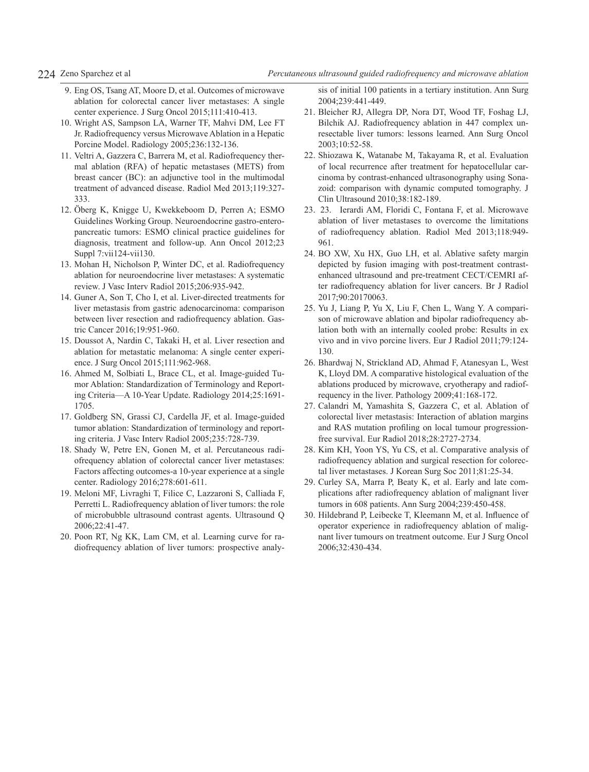9. Eng OS, Tsang AT, Moore D, et al. Outcomes of microwave ablation for colorectal cancer liver metastases: A single center experience. J Surg Oncol 2015;111:410-413.
10. Wright AS, Sampson LA, Warner TF, Mahvi DM, Lee FT Jr. Radiofrequency versus Microwave Ablation in a Hepatic Porcine Model. Radiology 2005;236:132-136.
11. Veltri A, Gazzera C, Barrera M, et al. Radiofrequency thermal ablation (RFA) of hepatic metastases (METS) from breast cancer (BC): an adjunctive tool in the multimodal treatment of advanced disease. Radiol Med 2013;119:327-333.
12. Öberg K, Knigge U, Kwekkeboom D, Perren A; ESMO Guidelines Working Group. Neuroendocrine gastro-entero-pancreatic tumors: ESMO clinical practice guidelines for diagnosis, treatment and follow-up. Ann Oncol 2012;23 Suppl 7:vii124-vii130.
13. Mohan H, Nicholson P, Winter DC, et al. Radiofrequency ablation for neuroendocrine liver metastases: A systematic review. J Vasc Interv Radiol 2015;206:935-942.
14. Guner A, Son T, Cho I, et al. Liver-directed treatments for liver metastasis from gastric adenocarcinoma: comparison between liver resection and radiofrequency ablation. Gastric Cancer 2016;19:951-960.
15. Doussot A, Nardin C, Takaki H, et al. Liver resection and ablation for metastatic melanoma: A single center experience. J Surg Oncol 2015;111:962-968.
16. Ahmed M, Solbiati L, Brace CL, et al. Image-guided Tumor Ablation: Standardization of Terminology and Reporting Criteria—A 10-Year Update. Radiology 2014;25:1691-1705.
17. Goldberg SN, Grassi CJ, Cardella JF, et al. Image-guided tumor ablation: Standardization of terminology and reporting criteria. J Vasc Interv Radiol 2005;235:728-739.
18. Shady W, Petre EN, Gonen M, et al. Percutaneous radiofrequency ablation of colorectal cancer liver metastases: Factors affecting outcomes-a 10-year experience at a single center. Radiology 2016;278:601-611.
19. Meloni MF, Livraghi T, Filice C, Lazzaroni S, Calliada F, Perretti L. Radiofrequency ablation of liver tumors: the role of microbubble ultrasound contrast agents. Ultrasound Q 2006;22:41-47.
20. Poon RT, Ng KK, Lam CM, et al. Learning curve for radiofrequency ablation of liver tumors: prospective analysis of initial 100 patients in a tertiary institution. Ann Surg 2004;239:441-449.
21. Bleicher RJ, Allegra DP, Nora DT, Wood TF, Foshag LJ, Bilchik AJ. Radiofrequency ablation in 447 complex unresectable liver tumors: lessons learned. Ann Surg Oncol 2003;10:52-58.
22. Shiozawa K, Watanabe M, Takayama R, et al. Evaluation of local recurrence after treatment for hepatocellular carcinoma by contrast-enhanced ultrasonography using Sonazoid: comparison with dynamic computed tomography. J Clin Ultrasound 2010;38:182-189.
23. 23. Ierardi AM, Floridi C, Fontana F, et al. Microwave ablation of liver metastases to overcome the limitations of radiofrequency ablation. Radiol Med 2013;118:949-961.
24. BO XW, Xu HX, Guo LH, et al. Ablative safety margin depicted by fusion imaging with post-treatment contrast-enhanced ultrasound and pre-treatment CECT/CEMRI after radiofrequency ablation for liver cancers. Br J Radiol 2017;90:20170063.
25. Yu J, Liang P, Yu X, Liu F, Chen L, Wang Y. A comparison of microwave ablation and bipolar radiofrequency ablation both with an internally cooled probe: Results in ex vivo and in vivo porcine livers. Eur J Radiol 2011;79:124-130.
26. Bhardwaj N, Strickland AD, Ahmad F, Atanesyan L, West K, Lloyd DM. A comparative histological evaluation of the ablations produced by microwave, cryotherapy and radiofrequency in the liver. Pathology 2009;41:168-172.
27. Calandri M, Yamashita S, Gazzera C, et al. Ablation of colorectal liver metastasis: Interaction of ablation margins and RAS mutation profiling on local tumour progression-free survival. Eur Radiol 2018;28:2727-2734.
28. Kim KH, Yoon YS, Yu CS, et al. Comparative analysis of radiofrequency ablation and surgical resection for colorectal liver metastases. J Korean Surg Soc 2011;81:25-34.
29. Curley SA, Marra P, Beaty K, et al. Early and late complications after radiofrequency ablation of malignant liver tumors in 608 patients. Ann Surg 2004;239:450-458.
30. Hildebrand P, Leibecke T, Kleemann M, et al. Influence of operator experience in radiofrequency ablation of malignant liver tumours on treatment outcome. Eur J Surg Oncol 2006;32:430-434.